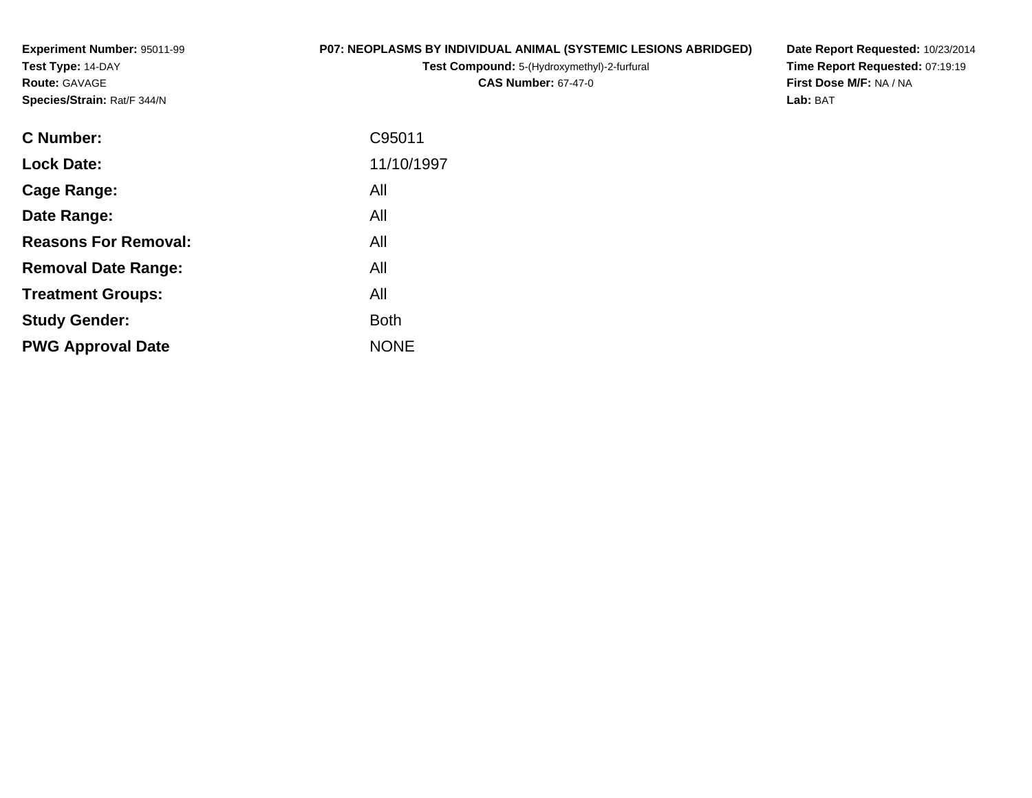**Experiment Number:** 95011-99
**Test Type:** 14-DAY
**Route:** GAVAGE
**Species/Strain:** Rat/F 344/N

**P07: NEOPLASMS BY INDIVIDUAL ANIMAL (SYSTEMIC LESIONS ABRIDGED)**
**Test Compound:** 5-(Hydroxymethyl)-2-furfural
**CAS Number:** 67-47-0

**Date Report Requested:** 10/23/2014
**Time Report Requested:** 07:19:19
**First Dose M/F:** NA / NA
**Lab:** BAT

| | |
|---|---|
| **C Number:** | C95011 |
| **Lock Date:** | 11/10/1997 |
| **Cage Range:** | All |
| **Date Range:** | All |
| **Reasons For Removal:** | All |
| **Removal Date Range:** | All |
| **Treatment Groups:** | All |
| **Study Gender:** | Both |
| **PWG Approval Date** | NONE |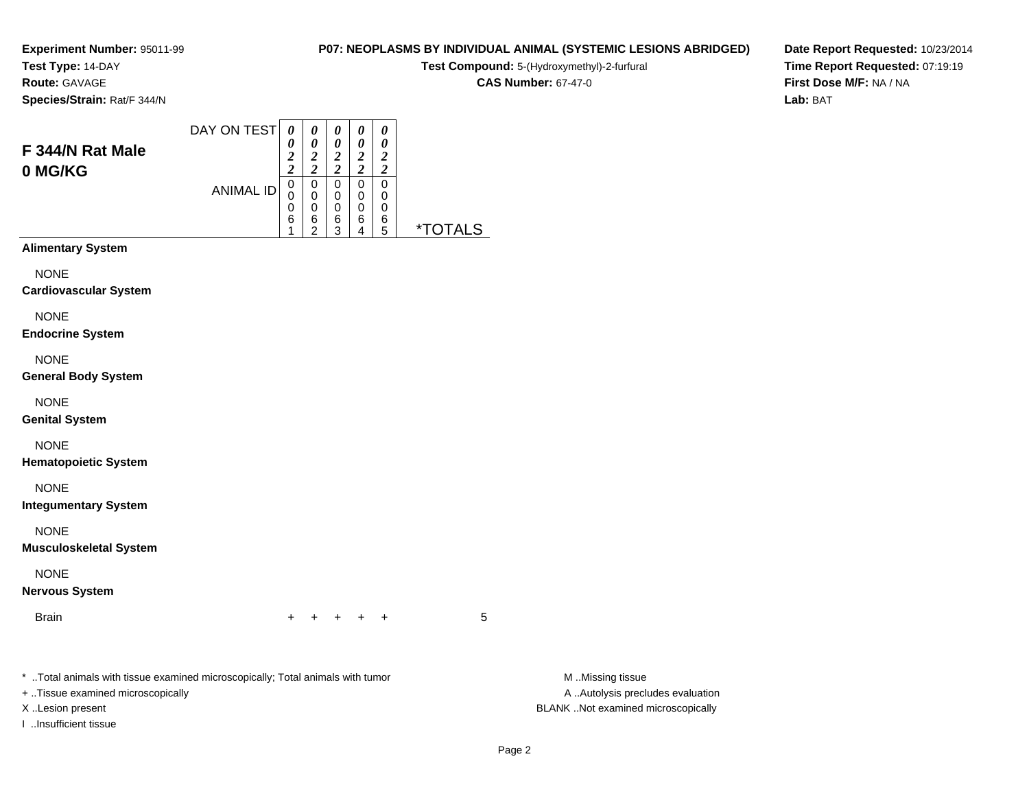**Experiment Number:** 95011-99
**Test Type:** 14-DAY
**Route:** GAVAGE
**Species/Strain:** Rat/F 344/N

**P07: NEOPLASMS BY INDIVIDUAL ANIMAL (SYSTEMIC LESIONS ABRIDGED)**
**Test Compound:** 5-(Hydroxymethyl)-2-furfural
**CAS Number:** 67-47-0

**Date Report Requested:** 10/23/2014
**Time Report Requested:** 07:19:19
**First Dose M/F:** NA / NA
**Lab:** BAT

## F 344/N Rat Male
## 0 MG/KG

| DAY ON TEST | 0022 | 0022 | 0022 | 0022 | 0022 | |
|---|---|---|---|---|---|---|
| ANIMAL ID | 00061 | 00062 | 00063 | 00064 | 00065 | *TOTALS |
| **Alimentary System** | | | | | | |
| NONE | | | | | | |
| **Cardiovascular System** | | | | | | |
| NONE | | | | | | |
| **Endocrine System** | | | | | | |
| NONE | | | | | | |
| **General Body System** | | | | | | |
| NONE | | | | | | |
| **Genital System** | | | | | | |
| NONE | | | | | | |
| **Hematopoietic System** | | | | | | |
| NONE | | | | | | |
| **Integumentary System** | | | | | | |
| NONE | | | | | | |
| **Musculoskeletal System** | | | | | | |
| NONE | | | | | | |
| **Nervous System** | | | | | | |
| Brain | + | + | + | + | + | 5 |

\* ..Total animals with tissue examined microscopically; Total animals with tumor
\+ ..Tissue examined microscopically
X ..Lesion present
I ..Insufficient tissue

M ..Missing tissue
A ..Autolysis precludes evaluation
BLANK ..Not examined microscopically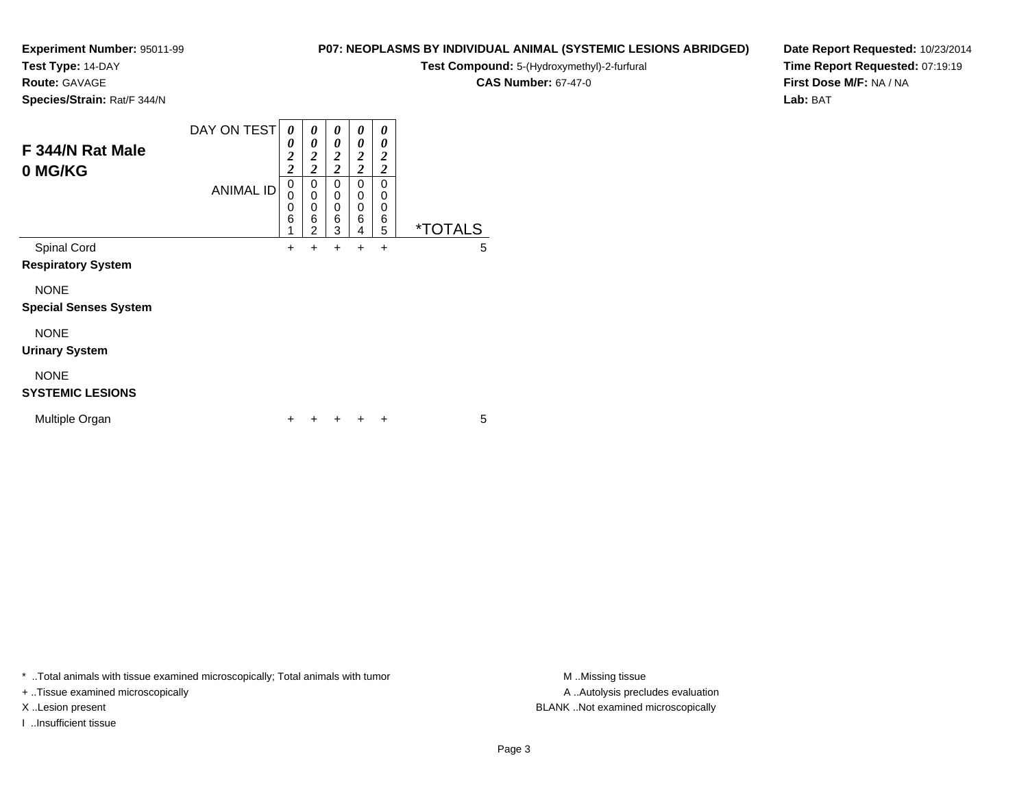**Experiment Number:** 95011-99
**Test Type:** 14-DAY
**Route:** GAVAGE
**Species/Strain:** Rat/F 344/N

**P07: NEOPLASMS BY INDIVIDUAL ANIMAL (SYSTEMIC LESIONS ABRIDGED)**
**Test Compound:** 5-(Hydroxymethyl)-2-furfural
**CAS Number:** 67-47-0

**Date Report Requested:** 10/23/2014
**Time Report Requested:** 07:19:19
**First Dose M/F:** NA / NA
**Lab:** BAT

## F 344/N Rat Male
## 0 MG/KG

| DAY ON TEST | 0022 | 0022 | 0022 | 0022 | 0022 | |
|---|---|---|---|---|---|---|
| ANIMAL ID | 00061 | 00062 | 00063 | 00064 | 00065 | *TOTALS |
| Spinal Cord | + | + | + | + | + | 5 |
| **Respiratory System** | | | | | | |
| NONE | | | | | | |
| **Special Senses System** | | | | | | |
| NONE | | | | | | |
| **Urinary System** | | | | | | |
| NONE | | | | | | |
| **SYSTEMIC LESIONS** | | | | | | |
| Multiple Organ | + | + | + | + | + | 5 |

* ..Total animals with tissue examined microscopically; Total animals with tumor
+ ..Tissue examined microscopically
X ..Lesion present
I ..Insufficient tissue

M ..Missing tissue
A ..Autolysis precludes evaluation
BLANK ..Not examined microscopically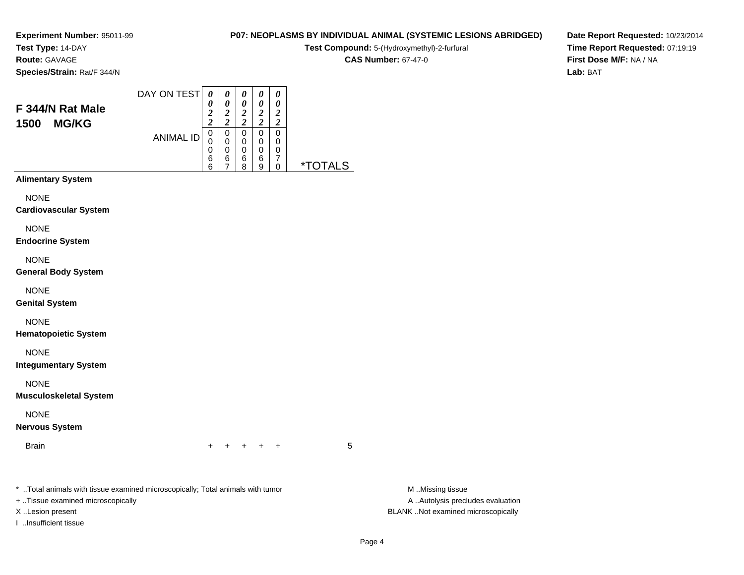**Experiment Number:** 95011-99
**Test Type:** 14-DAY
**Route:** GAVAGE
**Species/Strain:** Rat/F 344/N

**P07: NEOPLASMS BY INDIVIDUAL ANIMAL (SYSTEMIC LESIONS ABRIDGED)**
**Test Compound:** 5-(Hydroxymethyl)-2-furfural
**CAS Number:** 67-47-0

**Date Report Requested:** 10/23/2014
**Time Report Requested:** 07:19:19
**First Dose M/F:** NA / NA
**Lab:** BAT

## F 344/N Rat Male
## 1500 MG/KG

| DAY ON TEST | 0022 | 0022 | 0022 | 0022 | 0022 | |
|---|---|---|---|---|---|---|
| ANIMAL ID | 00066 | 00067 | 00068 | 00069 | 00070 | *TOTALS |
| **Alimentary System** | | | | | | |
| NONE | | | | | | |
| **Cardiovascular System** | | | | | | |
| NONE | | | | | | |
| **Endocrine System** | | | | | | |
| NONE | | | | | | |
| **General Body System** | | | | | | |
| NONE | | | | | | |
| **Genital System** | | | | | | |
| NONE | | | | | | |
| **Hematopoietic System** | | | | | | |
| NONE | | | | | | |
| **Integumentary System** | | | | | | |
| NONE | | | | | | |
| **Musculoskeletal System** | | | | | | |
| NONE | | | | | | |
| **Nervous System** | | | | | | |
| Brain | + | + | + | + | + | 5 |

* ..Total animals with tissue examined microscopically; Total animals with tumor
+ ..Tissue examined microscopically
X ..Lesion present
I ..Insufficient tissue

M ..Missing tissue
A ..Autolysis precludes evaluation
BLANK ..Not examined microscopically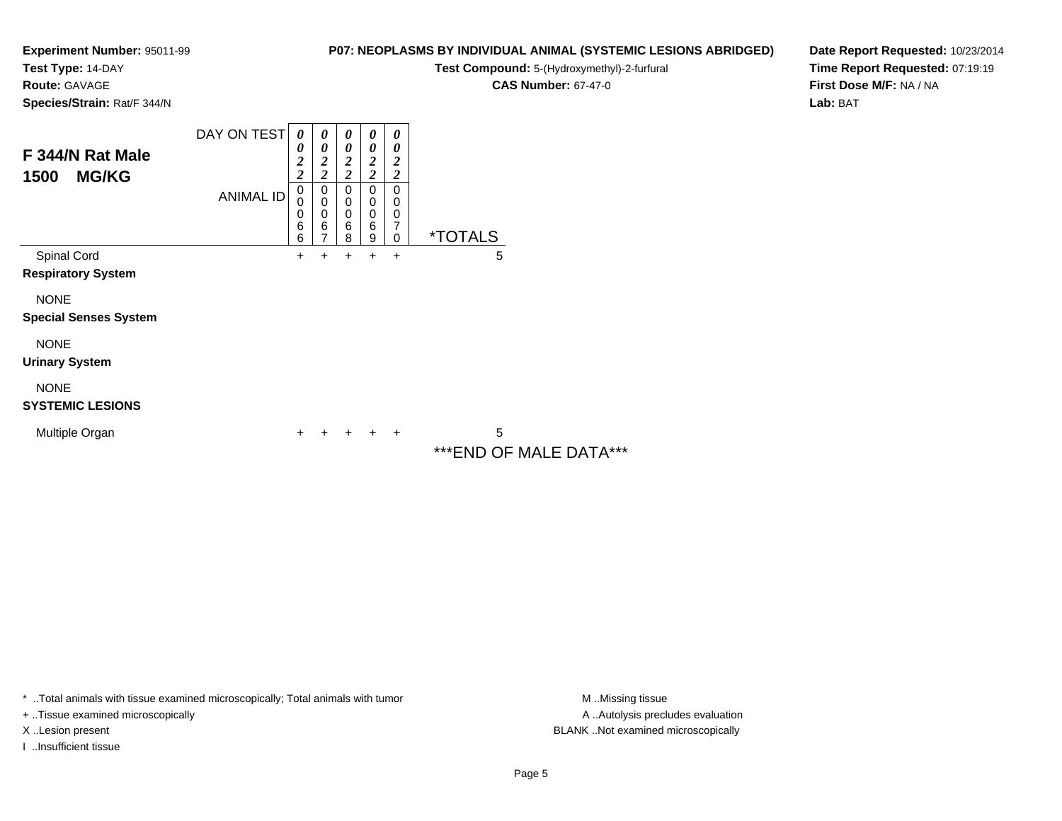**Experiment Number:** 95011-99
**Test Type:** 14-DAY
**Route:** GAVAGE
**Species/Strain:** Rat/F 344/N

**P07: NEOPLASMS BY INDIVIDUAL ANIMAL (SYSTEMIC LESIONS ABRIDGED)**
**Test Compound:** 5-(Hydroxymethyl)-2-furfural
**CAS Number:** 67-47-0

**Date Report Requested:** 10/23/2014
**Time Report Requested:** 07:19:19
**First Dose M/F:** NA / NA
**Lab:** BAT

## F 344/N Rat Male
## 1500 MG/KG

| DAY ON TEST | 0022 | 0022 | 0022 | 0022 | 0022 | |
|---|---|---|---|---|---|---|
| ANIMAL ID | 00066 | 00067 | 00068 | 00069 | 00070 | *TOTALS |
| Spinal Cord | + | + | + | + | + | 5 |
| **Respiratory System** | | | | | | |
| NONE | | | | | | |
| **Special Senses System** | | | | | | |
| NONE | | | | | | |
| **Urinary System** | | | | | | |
| NONE | | | | | | |
| **SYSTEMIC LESIONS** | | | | | | |
| Multiple Organ | + | + | + | + | + | 5 |

***END OF MALE DATA***

* ..Total animals with tissue examined microscopically; Total animals with tumor
+ ..Tissue examined microscopically
X ..Lesion present
I ..Insufficient tissue

M ..Missing tissue
A ..Autolysis precludes evaluation
BLANK ..Not examined microscopically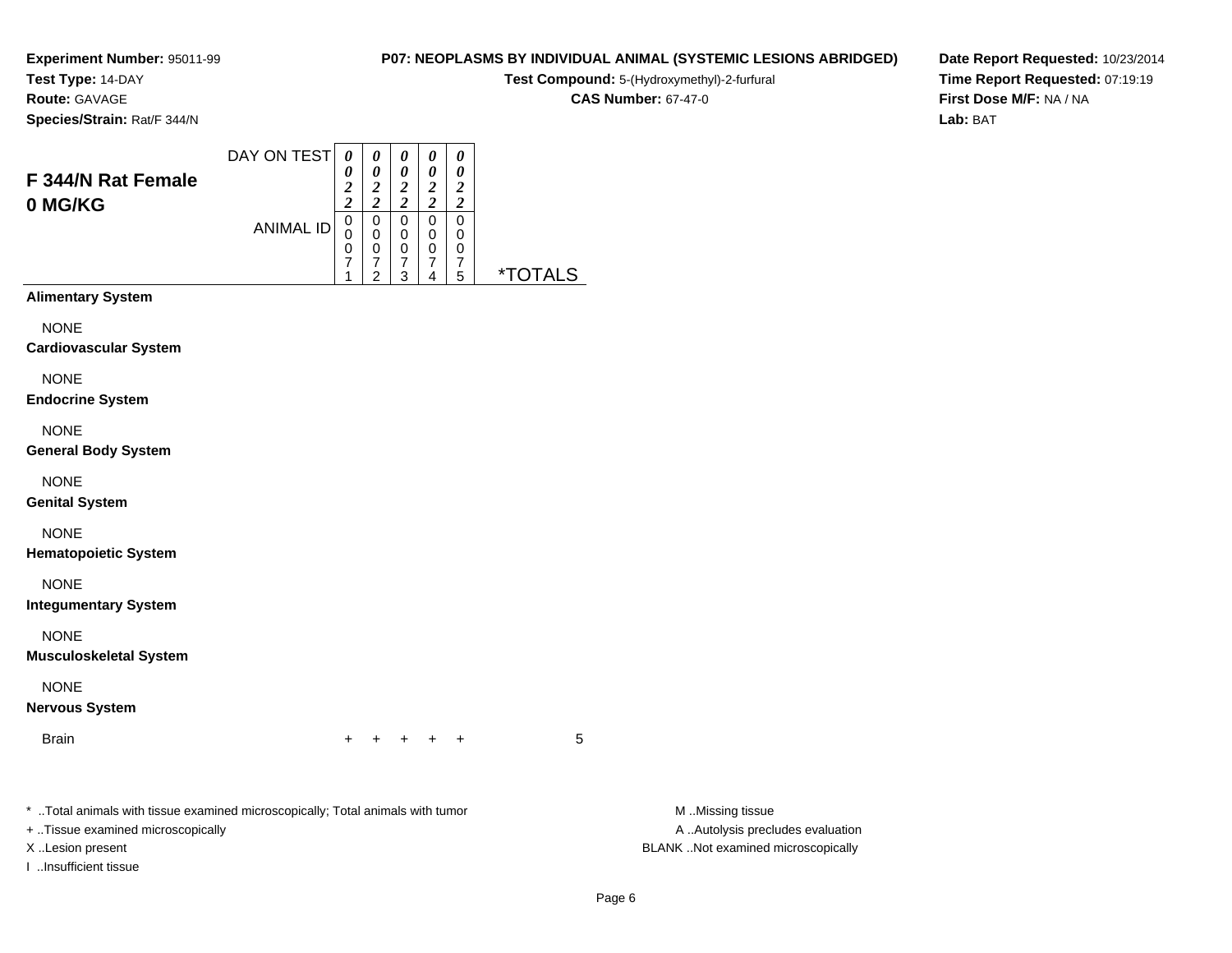**Experiment Number:** 95011-99
**Test Type:** 14-DAY
**Route:** GAVAGE
**Species/Strain:** Rat/F 344/N

**P07: NEOPLASMS BY INDIVIDUAL ANIMAL (SYSTEMIC LESIONS ABRIDGED)**
**Test Compound:** 5-(Hydroxymethyl)-2-furfural
**CAS Number:** 67-47-0

**Date Report Requested:** 10/23/2014
**Time Report Requested:** 07:19:19
**First Dose M/F:** NA / NA
**Lab:** BAT

## F 344/N Rat Female
## 0 MG/KG

| DAY ON TEST | 0022 | 0022 | 0022 | 0022 | 0022 | |
|---|---|---|---|---|---|---|
| ANIMAL ID | 00071 | 00072 | 00073 | 00074 | 00075 | *TOTALS |
| **Alimentary System** | | | | | | |
| NONE | | | | | | |
| **Cardiovascular System** | | | | | | |
| NONE | | | | | | |
| **Endocrine System** | | | | | | |
| NONE | | | | | | |
| **General Body System** | | | | | | |
| NONE | | | | | | |
| **Genital System** | | | | | | |
| NONE | | | | | | |
| **Hematopoietic System** | | | | | | |
| NONE | | | | | | |
| **Integumentary System** | | | | | | |
| NONE | | | | | | |
| **Musculoskeletal System** | | | | | | |
| NONE | | | | | | |
| **Nervous System** | | | | | | |
| Brain | + | + | + | + | + | 5 |

* ..Total animals with tissue examined microscopically; Total animals with tumor
+ ..Tissue examined microscopically
X ..Lesion present
I ..Insufficient tissue

M ..Missing tissue
A ..Autolysis precludes evaluation
BLANK ..Not examined microscopically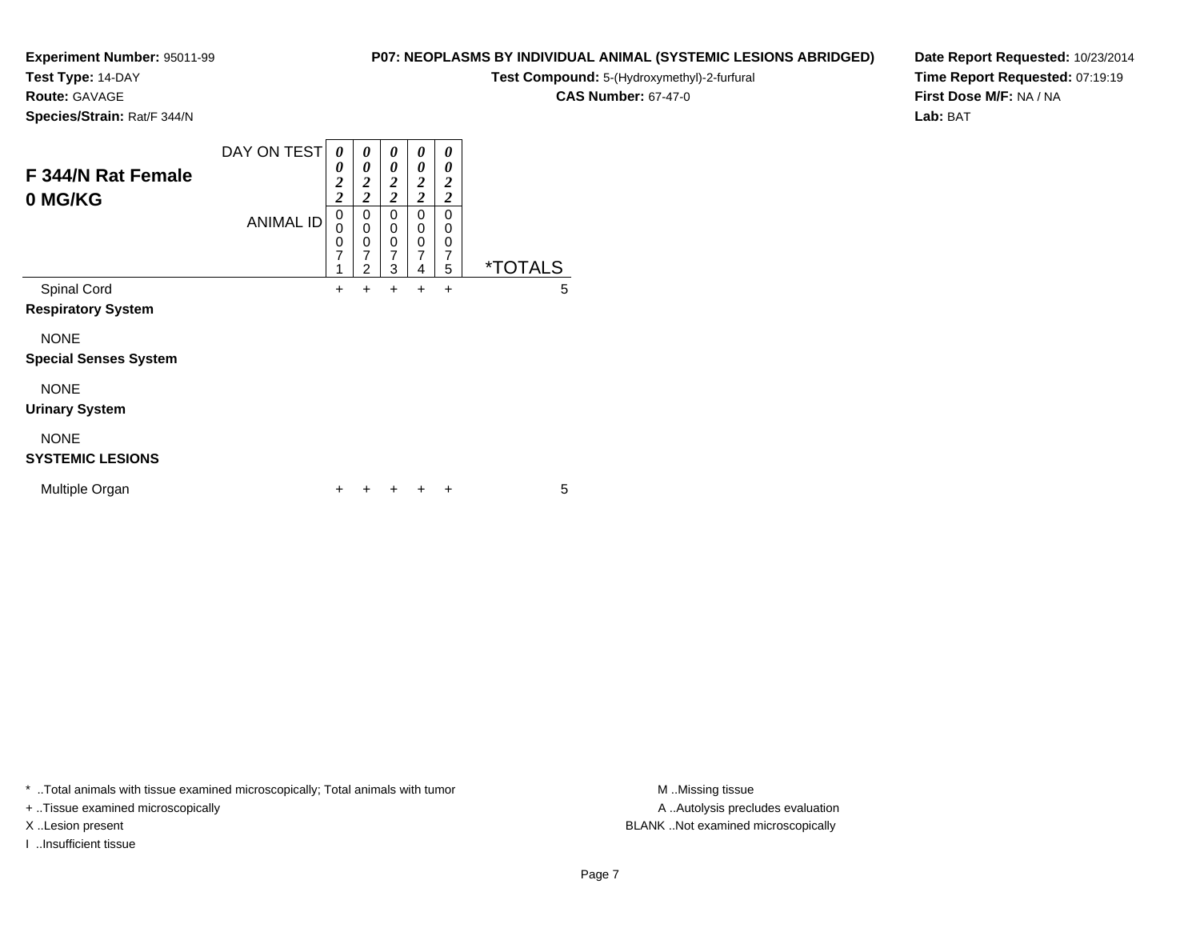**Experiment Number:** 95011-99
**Test Type:** 14-DAY
**Route:** GAVAGE
**Species/Strain:** Rat/F 344/N

**P07: NEOPLASMS BY INDIVIDUAL ANIMAL (SYSTEMIC LESIONS ABRIDGED)**
**Test Compound:** 5-(Hydroxymethyl)-2-furfural
**CAS Number:** 67-47-0

**Date Report Requested:** 10/23/2014
**Time Report Requested:** 07:19:19
**First Dose M/F:** NA / NA
**Lab:** BAT

## F 344/N Rat Female
## 0 MG/KG

| DAY ON TEST | 0022 | 0022 | 0022 | 0022 | 0022 | |
|---|---|---|---|---|---|---|
| ANIMAL ID | 00071 | 00072 | 00073 | 00074 | 00075 | *TOTALS |
| Spinal Cord | + | + | + | + | + | 5 |
| **Respiratory System** | | | | | | |
| NONE | | | | | | |
| **Special Senses System** | | | | | | |
| NONE | | | | | | |
| **Urinary System** | | | | | | |
| NONE | | | | | | |
| **SYSTEMIC LESIONS** | | | | | | |
| Multiple Organ | + | + | + | + | + | 5 |

* ..Total animals with tissue examined microscopically; Total animals with tumor
+ ..Tissue examined microscopically
X ..Lesion present
I ..Insufficient tissue

M ..Missing tissue
A ..Autolysis precludes evaluation
BLANK ..Not examined microscopically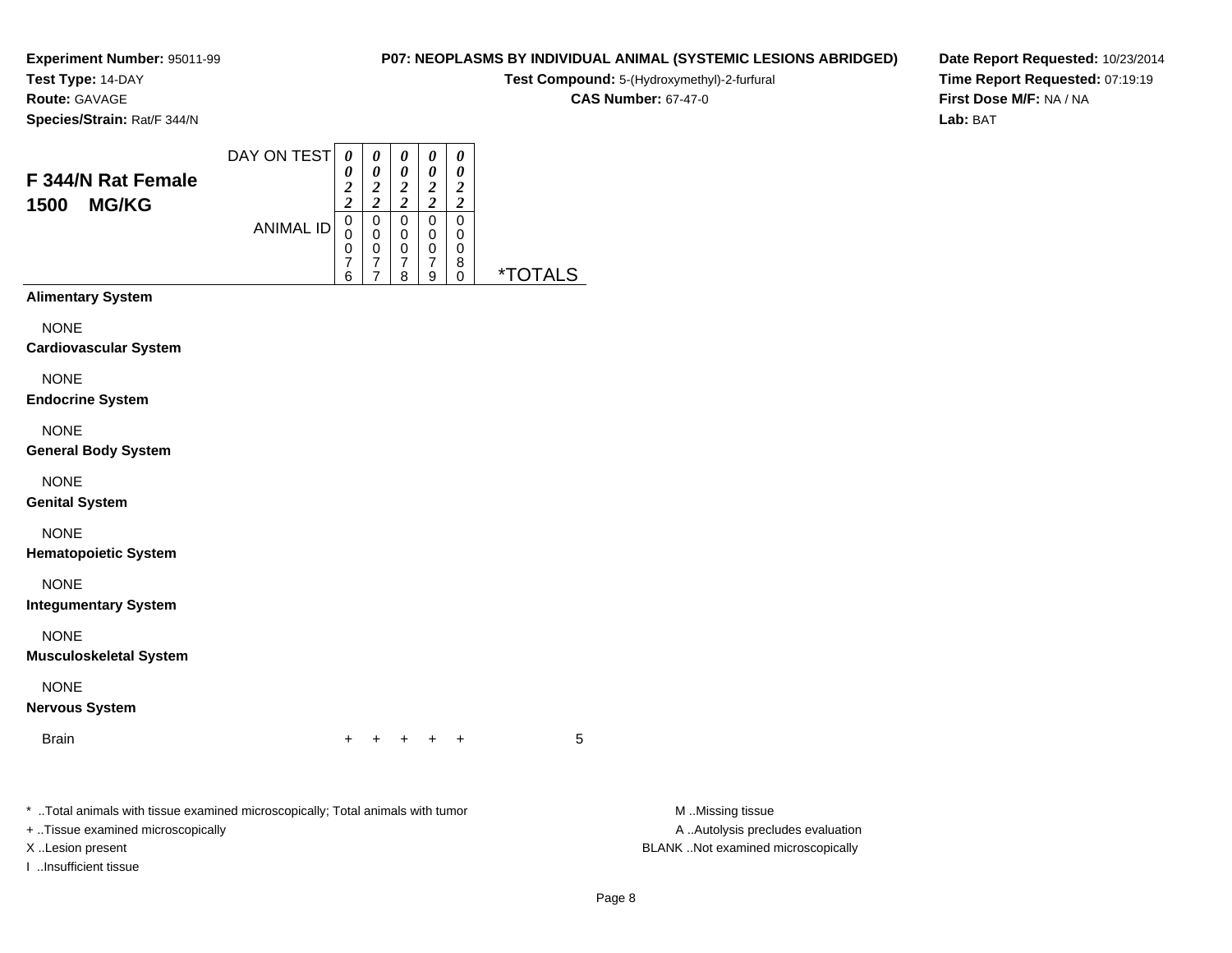**Experiment Number:** 95011-99
**Test Type:** 14-DAY
**Route:** GAVAGE
**Species/Strain:** Rat/F 344/N

**P07: NEOPLASMS BY INDIVIDUAL ANIMAL (SYSTEMIC LESIONS ABRIDGED)**
**Test Compound:** 5-(Hydroxymethyl)-2-furfural
**CAS Number:** 67-47-0

**Date Report Requested:** 10/23/2014
**Time Report Requested:** 07:19:19
**First Dose M/F:** NA / NA
**Lab:** BAT

## F 344/N Rat Female 1500 MG/KG

| DAY ON TEST | 0022 | 0022 | 0022 | 0022 | 0022 | |
|---|---|---|---|---|---|---|
| ANIMAL ID | 00076 | 00077 | 00078 | 00079 | 00080 | *TOTALS |
| **Alimentary System** | | | | | | |
| NONE | | | | | | |
| **Cardiovascular System** | | | | | | |
| NONE | | | | | | |
| **Endocrine System** | | | | | | |
| NONE | | | | | | |
| **General Body System** | | | | | | |
| NONE | | | | | | |
| **Genital System** | | | | | | |
| NONE | | | | | | |
| **Hematopoietic System** | | | | | | |
| NONE | | | | | | |
| **Integumentary System** | | | | | | |
| NONE | | | | | | |
| **Musculoskeletal System** | | | | | | |
| NONE | | | | | | |
| **Nervous System** | | | | | | |
| Brain | + | + | + | + | + | 5 |

* ..Total animals with tissue examined microscopically; Total animals with tumor
+ ..Tissue examined microscopically
X ..Lesion present
I ..Insufficient tissue

M ..Missing tissue
A ..Autolysis precludes evaluation
BLANK ..Not examined microscopically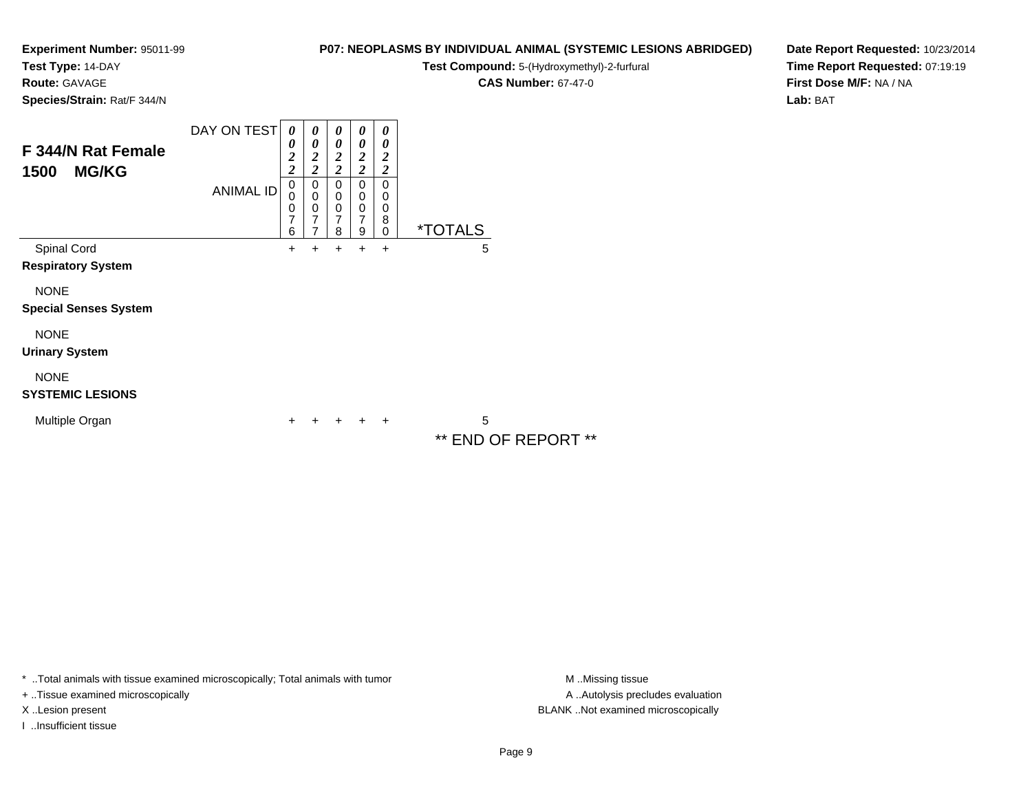**Experiment Number:** 95011-99
**Test Type:** 14-DAY
**Route:** GAVAGE
**Species/Strain:** Rat/F 344/N

**P07: NEOPLASMS BY INDIVIDUAL ANIMAL (SYSTEMIC LESIONS ABRIDGED)**
**Test Compound:** 5-(Hydroxymethyl)-2-furfural
**CAS Number:** 67-47-0

**Date Report Requested:** 10/23/2014
**Time Report Requested:** 07:19:19
**First Dose M/F:** NA / NA
**Lab:** BAT

## F 344/N Rat Female 1500 MG/KG

| DAY ON TEST | 0022 | 0022 | 0022 | 0022 | 0022 | |
|---|---|---|---|---|---|---|
| ANIMAL ID | 00076 | 00077 | 00078 | 00079 | 00080 | *TOTALS |
| Spinal Cord | + | + | + | + | + | 5 |
| **Respiratory System** | | | | | | |
| NONE | | | | | | |
| **Special Senses System** | | | | | | |
| NONE | | | | | | |
| **Urinary System** | | | | | | |
| NONE | | | | | | |
| **SYSTEMIC LESIONS** | | | | | | |
| Multiple Organ | + | + | + | + | + | 5 |

** END OF REPORT **

* ..Total animals with tissue examined microscopically; Total animals with tumor
+ ..Tissue examined microscopically
X ..Lesion present
I ..Insufficient tissue

M ..Missing tissue
A ..Autolysis precludes evaluation
BLANK ..Not examined microscopically